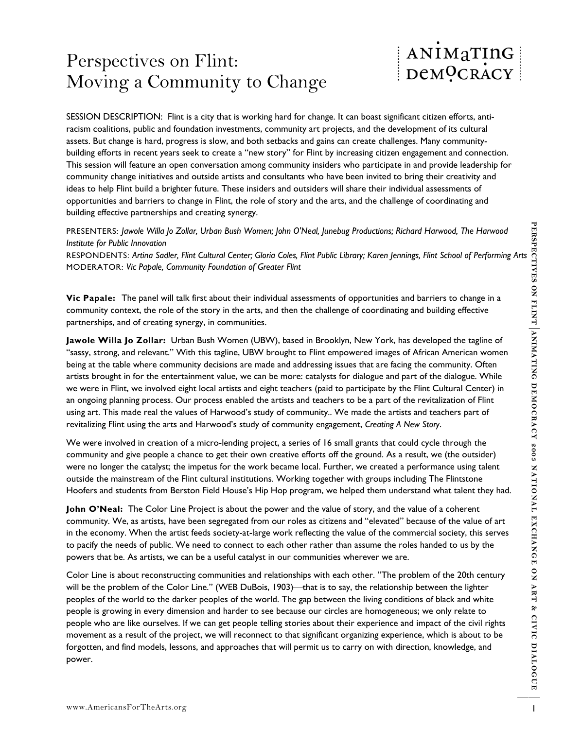# Perspectives on Flint: Moving a Community to Change

ANIMATING DEMOCRACY

SESSION DESCRIPTION: Flint is a city that is working hard for change. It can boast significant citizen efforts, anti-racism coalitions, public and foundation investments, community art projects, and the development of its cultural assets. But change is hard, progress is slow, and both setbacks and gains can create challenges. Many community-building efforts in recent years seek to create a "new story" for Flint by increasing citizen engagement and connection. This session will feature an open conversation among community insiders who participate in and provide leadership for community change initiatives and outside artists and consultants who have been invited to bring their creativity and ideas to help Flint build a brighter future. These insiders and outsiders will share their individual assessments of opportunities and barriers to change in Flint, the role of story and the arts, and the challenge of coordinating and building effective partnerships and creating synergy.

PRESENTERS: *Jawole Willa Jo Zollar, Urban Bush Women; John O'Neal, Junebug Productions; Richard Harwood, The Harwood Institute for Public Innovation*
RESPONDENTS: *Artina Sadler, Flint Cultural Center; Gloria Coles, Flint Public Library; Karen Jennings, Flint School of Performing Arts*
MODERATOR: *Vic Papale, Community Foundation of Greater Flint*

**Vic Papale:** The panel will talk first about their individual assessments of opportunities and barriers to change in a community context, the role of the story in the arts, and then the challenge of coordinating and building effective partnerships, and of creating synergy, in communities.

**Jawole Willa Jo Zollar:** Urban Bush Women (UBW), based in Brooklyn, New York, has developed the tagline of "sassy, strong, and relevant." With this tagline, UBW brought to Flint empowered images of African American women being at the table where community decisions are made and addressing issues that are facing the community. Often artists brought in for the entertainment value, we can be more: catalysts for dialogue and part of the dialogue. While we were in Flint, we involved eight local artists and eight teachers (paid to participate by the Flint Cultural Center) in an ongoing planning process. Our process enabled the artists and teachers to be a part of the revitalization of Flint using art. This made real the values of Harwood's study of community.. We made the artists and teachers part of revitalizing Flint using the arts and Harwood's study of community engagement, *Creating A New Story*.

We were involved in creation of a micro-lending project, a series of 16 small grants that could cycle through the community and give people a chance to get their own creative efforts off the ground. As a result, we (the outsider) were no longer the catalyst; the impetus for the work became local. Further, we created a performance using talent outside the mainstream of the Flint cultural institutions. Working together with groups including The Flintstone Hoofers and students from Berston Field House's Hip Hop program, we helped them understand what talent they had.

**John O'Neal:** The Color Line Project is about the power and the value of story, and the value of a coherent community. We, as artists, have been segregated from our roles as citizens and "elevated" because of the value of art in the economy. When the artist feeds society-at-large work reflecting the value of the commercial society, this serves to pacify the needs of public. We need to connect to each other rather than assume the roles handed to us by the powers that be. As artists, we can be a useful catalyst in our communities wherever we are.

Color Line is about reconstructing communities and relationships with each other. "The problem of the 20th century will be the problem of the Color Line." (WEB DuBois, 1903)—that is to say, the relationship between the lighter peoples of the world to the darker peoples of the world. The gap between the living conditions of black and white people is growing in every dimension and harder to see because our circles are homogeneous; we only relate to people who are like ourselves. If we can get people telling stories about their experience and impact of the civil rights movement as a result of the project, we will reconnect to that significant organizing experience, which is about to be forgotten, and find models, lessons, and approaches that will permit us to carry on with direction, knowledge, and power.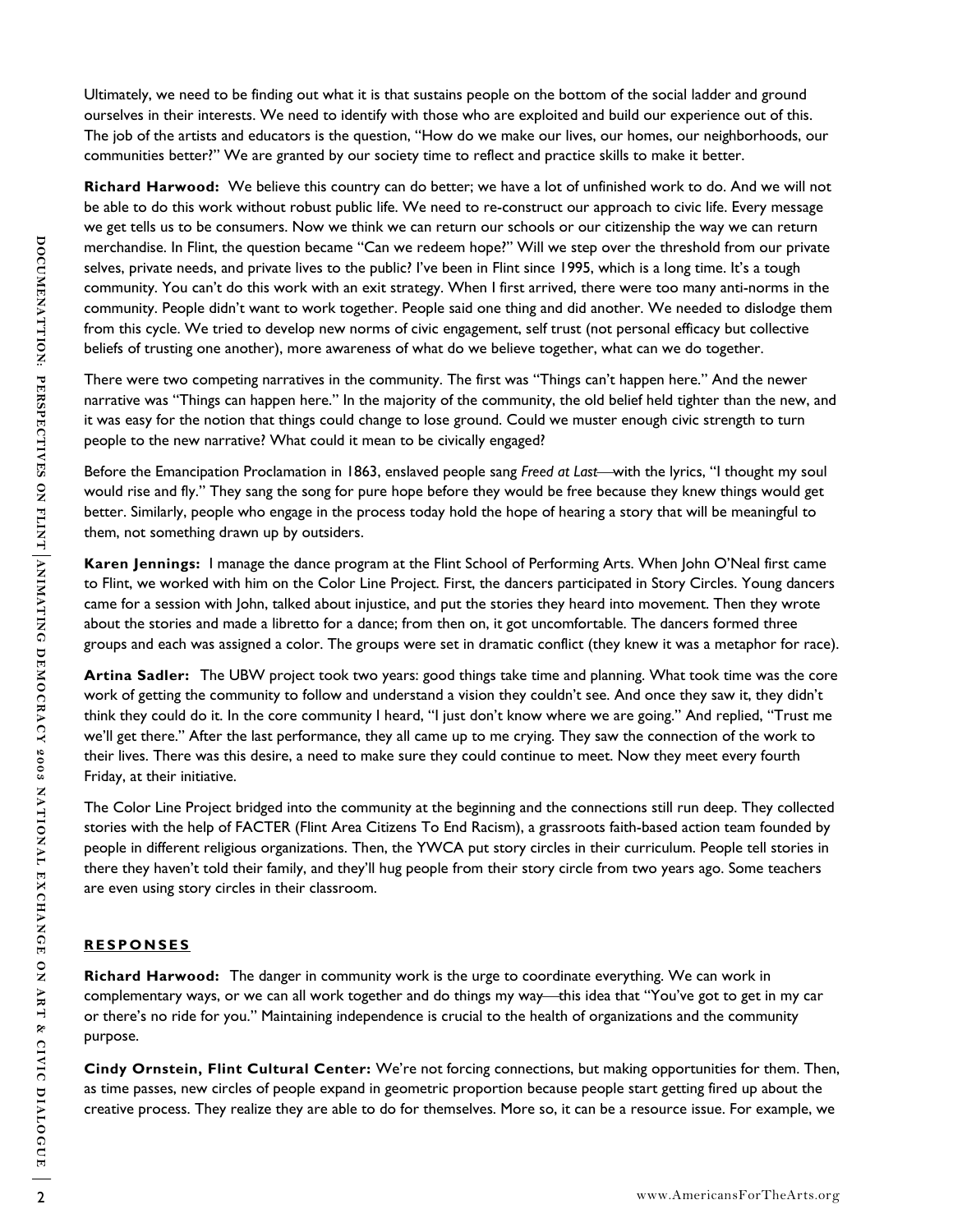Ultimately, we need to be finding out what it is that sustains people on the bottom of the social ladder and ground ourselves in their interests. We need to identify with those who are exploited and build our experience out of this. The job of the artists and educators is the question, "How do we make our lives, our homes, our neighborhoods, our communities better?" We are granted by our society time to reflect and practice skills to make it better.

**Richard Harwood:** We believe this country can do better; we have a lot of unfinished work to do. And we will not be able to do this work without robust public life. We need to re-construct our approach to civic life. Every message we get tells us to be consumers. Now we think we can return our schools or our citizenship the way we can return merchandise. In Flint, the question became "Can we redeem hope?" Will we step over the threshold from our private selves, private needs, and private lives to the public? I've been in Flint since 1995, which is a long time. It's a tough community. You can't do this work with an exit strategy. When I first arrived, there were too many anti-norms in the community. People didn't want to work together. People said one thing and did another. We needed to dislodge them from this cycle. We tried to develop new norms of civic engagement, self trust (not personal efficacy but collective beliefs of trusting one another), more awareness of what do we believe together, what can we do together.

There were two competing narratives in the community. The first was "Things can't happen here." And the newer narrative was "Things can happen here." In the majority of the community, the old belief held tighter than the new, and it was easy for the notion that things could change to lose ground. Could we muster enough civic strength to turn people to the new narrative? What could it mean to be civically engaged?

Before the Emancipation Proclamation in 1863, enslaved people sang *Freed at Last*—with the lyrics, "I thought my soul would rise and fly." They sang the song for pure hope before they would be free because they knew things would get better. Similarly, people who engage in the process today hold the hope of hearing a story that will be meaningful to them, not something drawn up by outsiders.

**Karen Jennings:** I manage the dance program at the Flint School of Performing Arts. When John O'Neal first came to Flint, we worked with him on the Color Line Project. First, the dancers participated in Story Circles. Young dancers came for a session with John, talked about injustice, and put the stories they heard into movement. Then they wrote about the stories and made a libretto for a dance; from then on, it got uncomfortable. The dancers formed three groups and each was assigned a color. The groups were set in dramatic conflict (they knew it was a metaphor for race).

**Artina Sadler:** The UBW project took two years: good things take time and planning. What took time was the core work of getting the community to follow and understand a vision they couldn't see. And once they saw it, they didn't think they could do it. In the core community I heard, "I just don't know where we are going." And replied, "Trust me we'll get there." After the last performance, they all came up to me crying. They saw the connection of the work to their lives. There was this desire, a need to make sure they could continue to meet. Now they meet every fourth Friday, at their initiative.

The Color Line Project bridged into the community at the beginning and the connections still run deep. They collected stories with the help of FACTER (Flint Area Citizens To End Racism), a grassroots faith-based action team founded by people in different religious organizations. Then, the YWCA put story circles in their curriculum. People tell stories in there they haven't told their family, and they'll hug people from their story circle from two years ago. Some teachers are even using story circles in their classroom.

## RESPONSES

**Richard Harwood:** The danger in community work is the urge to coordinate everything. We can work in complementary ways, or we can all work together and do things my way—this idea that "You've got to get in my car or there's no ride for you." Maintaining independence is crucial to the health of organizations and the community purpose.

**Cindy Ornstein, Flint Cultural Center:** We're not forcing connections, but making opportunities for them. Then, as time passes, new circles of people expand in geometric proportion because people start getting fired up about the creative process. They realize they are able to do for themselves. More so, it can be a resource issue. For example, we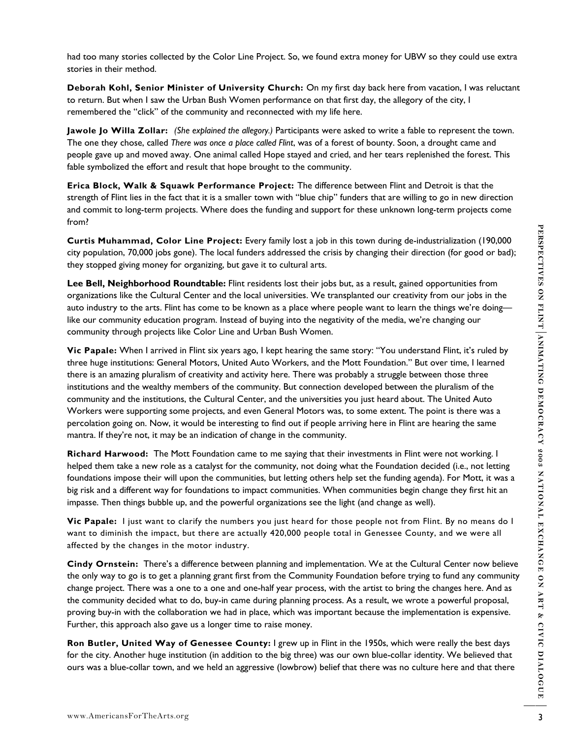had too many stories collected by the Color Line Project. So, we found extra money for UBW so they could use extra stories in their method.

**Deborah Kohl, Senior Minister of University Church:** On my first day back here from vacation, I was reluctant to return. But when I saw the Urban Bush Women performance on that first day, the allegory of the city, I remembered the "click" of the community and reconnected with my life here.

**Jawole Jo Willa Zollar:** *(She explained the allegory.)* Participants were asked to write a fable to represent the town. The one they chose, called *There was once a place called Flint*, was of a forest of bounty. Soon, a drought came and people gave up and moved away. One animal called Hope stayed and cried, and her tears replenished the forest. This fable symbolized the effort and result that hope brought to the community.

**Erica Block, Walk & Squawk Performance Project:** The difference between Flint and Detroit is that the strength of Flint lies in the fact that it is a smaller town with "blue chip" funders that are willing to go in new direction and commit to long-term projects. Where does the funding and support for these unknown long-term projects come from?

**Curtis Muhammad, Color Line Project:** Every family lost a job in this town during de-industrialization (190,000 city population, 70,000 jobs gone). The local funders addressed the crisis by changing their direction (for good or bad); they stopped giving money for organizing, but gave it to cultural arts.

**Lee Bell, Neighborhood Roundtable:** Flint residents lost their jobs but, as a result, gained opportunities from organizations like the Cultural Center and the local universities. We transplanted our creativity from our jobs in the auto industry to the arts. Flint has come to be known as a place where people want to learn the things we're doing—like our community education program. Instead of buying into the negativity of the media, we're changing our community through projects like Color Line and Urban Bush Women.

**Vic Papale:** When I arrived in Flint six years ago, I kept hearing the same story: "You understand Flint, it's ruled by three huge institutions: General Motors, United Auto Workers, and the Mott Foundation." But over time, I learned there is an amazing pluralism of creativity and activity here. There was probably a struggle between those three institutions and the wealthy members of the community. But connection developed between the pluralism of the community and the institutions, the Cultural Center, and the universities you just heard about. The United Auto Workers were supporting some projects, and even General Motors was, to some extent. The point is there was a percolation going on. Now, it would be interesting to find out if people arriving here in Flint are hearing the same mantra. If they're not, it may be an indication of change in the community.

**Richard Harwood:** The Mott Foundation came to me saying that their investments in Flint were not working. I helped them take a new role as a catalyst for the community, not doing what the Foundation decided (i.e., not letting foundations impose their will upon the communities, but letting others help set the funding agenda). For Mott, it was a big risk and a different way for foundations to impact communities. When communities begin change they first hit an impasse. Then things bubble up, and the powerful organizations see the light (and change as well).

**Vic Papale:** I just want to clarify the numbers you just heard for those people not from Flint. By no means do I want to diminish the impact, but there are actually 420,000 people total in Genessee County, and we were all affected by the changes in the motor industry.

**Cindy Ornstein:** There's a difference between planning and implementation. We at the Cultural Center now believe the only way to go is to get a planning grant first from the Community Foundation before trying to fund any community change project. There was a one to a one and one-half year process, with the artist to bring the changes here. And as the community decided what to do, buy-in came during planning process. As a result, we wrote a powerful proposal, proving buy-in with the collaboration we had in place, which was important because the implementation is expensive. Further, this approach also gave us a longer time to raise money.

**Ron Butler, United Way of Genessee County:** I grew up in Flint in the 1950s, which were really the best days for the city. Another huge institution (in addition to the big three) was our own blue-collar identity. We believed that ours was a blue-collar town, and we held an aggressive (lowbrow) belief that there was no culture here and that there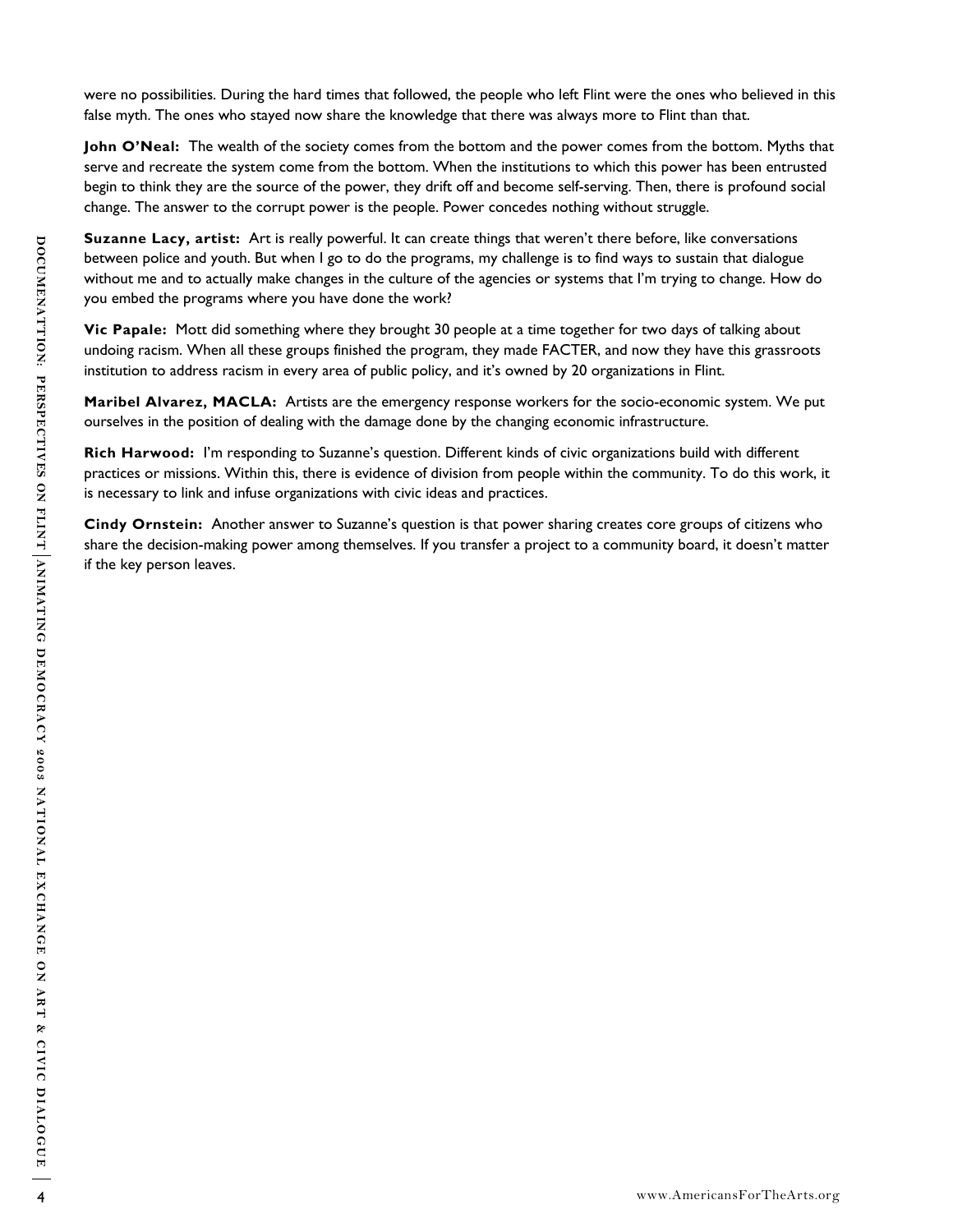were no possibilities. During the hard times that followed, the people who left Flint were the ones who believed in this false myth. The ones who stayed now share the knowledge that there was always more to Flint than that.

**John O'Neal:** The wealth of the society comes from the bottom and the power comes from the bottom. Myths that serve and recreate the system come from the bottom. When the institutions to which this power has been entrusted begin to think they are the source of the power, they drift off and become self-serving. Then, there is profound social change. The answer to the corrupt power is the people. Power concedes nothing without struggle.

**Suzanne Lacy, artist:** Art is really powerful. It can create things that weren't there before, like conversations between police and youth. But when I go to do the programs, my challenge is to find ways to sustain that dialogue without me and to actually make changes in the culture of the agencies or systems that I'm trying to change. How do you embed the programs where you have done the work?

**Vic Papale:** Mott did something where they brought 30 people at a time together for two days of talking about undoing racism. When all these groups finished the program, they made FACTER, and now they have this grassroots institution to address racism in every area of public policy, and it's owned by 20 organizations in Flint.

**Maribel Alvarez, MACLA:** Artists are the emergency response workers for the socio-economic system. We put ourselves in the position of dealing with the damage done by the changing economic infrastructure.

**Rich Harwood:** I'm responding to Suzanne's question. Different kinds of civic organizations build with different practices or missions. Within this, there is evidence of division from people within the community. To do this work, it is necessary to link and infuse organizations with civic ideas and practices.

**Cindy Ornstein:** Another answer to Suzanne's question is that power sharing creates core groups of citizens who share the decision-making power among themselves. If you transfer a project to a community board, it doesn't matter if the key person leaves.